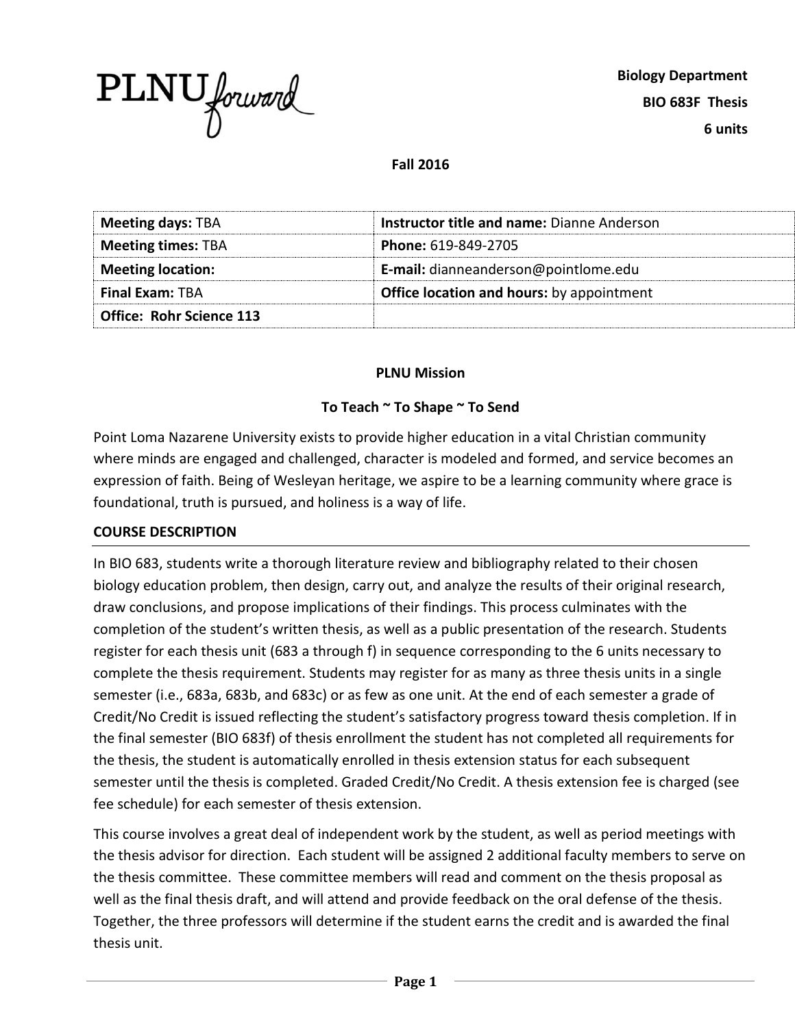PLNU forward

**Biology Department**
**BIO 683F Thesis**
**6 units**

**Fall 2016**

| **Meeting days:** TBA | **Instructor title and name:** Dianne Anderson |
|---|---|
| **Meeting times:** TBA | **Phone:** 619-849-2705 |
| **Meeting location:** | **E-mail:** dianneanderson@pointlome.edu |
| **Final Exam:** TBA | **Office location and hours:** by appointment |
| **Office: Rohr Science 113** | |

**PLNU Mission**

**To Teach ~ To Shape ~ To Send**

Point Loma Nazarene University exists to provide higher education in a vital Christian community where minds are engaged and challenged, character is modeled and formed, and service becomes an expression of faith. Being of Wesleyan heritage, we aspire to be a learning community where grace is foundational, truth is pursued, and holiness is a way of life.

## COURSE DESCRIPTION

In BIO 683, students write a thorough literature review and bibliography related to their chosen biology education problem, then design, carry out, and analyze the results of their original research, draw conclusions, and propose implications of their findings. This process culminates with the completion of the student's written thesis, as well as a public presentation of the research. Students register for each thesis unit (683 a through f) in sequence corresponding to the 6 units necessary to complete the thesis requirement. Students may register for as many as three thesis units in a single semester (i.e., 683a, 683b, and 683c) or as few as one unit. At the end of each semester a grade of Credit/No Credit is issued reflecting the student's satisfactory progress toward thesis completion. If in the final semester (BIO 683f) of thesis enrollment the student has not completed all requirements for the thesis, the student is automatically enrolled in thesis extension status for each subsequent semester until the thesis is completed. Graded Credit/No Credit. A thesis extension fee is charged (see fee schedule) for each semester of thesis extension.

This course involves a great deal of independent work by the student, as well as period meetings with the thesis advisor for direction. Each student will be assigned 2 additional faculty members to serve on the thesis committee. These committee members will read and comment on the thesis proposal as well as the final thesis draft, and will attend and provide feedback on the oral defense of the thesis. Together, the three professors will determine if the student earns the credit and is awarded the final thesis unit.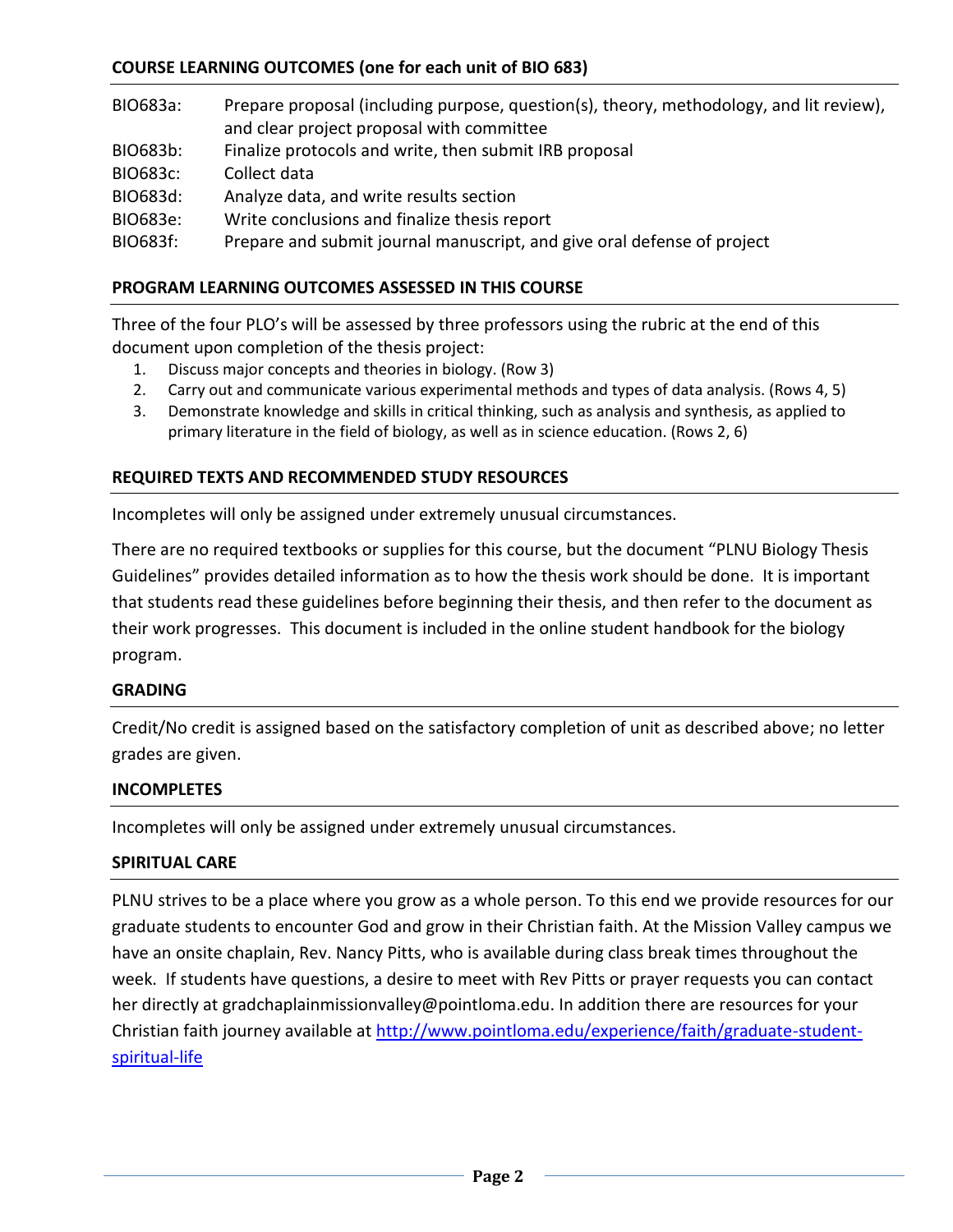## COURSE LEARNING OUTCOMES (one for each unit of BIO 683)

- BIO683a: Prepare proposal (including purpose, question(s), theory, methodology, and lit review), and clear project proposal with committee
- BIO683b: Finalize protocols and write, then submit IRB proposal
- BIO683c: Collect data
- BIO683d: Analyze data, and write results section
- BIO683e: Write conclusions and finalize thesis report
- BIO683f: Prepare and submit journal manuscript, and give oral defense of project

## PROGRAM LEARNING OUTCOMES ASSESSED IN THIS COURSE

Three of the four PLO's will be assessed by three professors using the rubric at the end of this document upon completion of the thesis project:

1. Discuss major concepts and theories in biology. (Row 3)
2. Carry out and communicate various experimental methods and types of data analysis. (Rows 4, 5)
3. Demonstrate knowledge and skills in critical thinking, such as analysis and synthesis, as applied to primary literature in the field of biology, as well as in science education. (Rows 2, 6)

## REQUIRED TEXTS AND RECOMMENDED STUDY RESOURCES

Incompletes will only be assigned under extremely unusual circumstances.

There are no required textbooks or supplies for this course, but the document "PLNU Biology Thesis Guidelines" provides detailed information as to how the thesis work should be done. It is important that students read these guidelines before beginning their thesis, and then refer to the document as their work progresses. This document is included in the online student handbook for the biology program.

## GRADING

Credit/No credit is assigned based on the satisfactory completion of unit as described above; no letter grades are given.

## INCOMPLETES

Incompletes will only be assigned under extremely unusual circumstances.

## SPIRITUAL CARE

PLNU strives to be a place where you grow as a whole person. To this end we provide resources for our graduate students to encounter God and grow in their Christian faith. At the Mission Valley campus we have an onsite chaplain, Rev. Nancy Pitts, who is available during class break times throughout the week. If students have questions, a desire to meet with Rev Pitts or prayer requests you can contact her directly at gradchaplainmissionvalley@pointloma.edu. In addition there are resources for your Christian faith journey available at [http://www.pointloma.edu/experience/faith/graduate-student-spiritual-life](http://www.pointloma.edu/experience/faith/graduate-student-spiritual-life)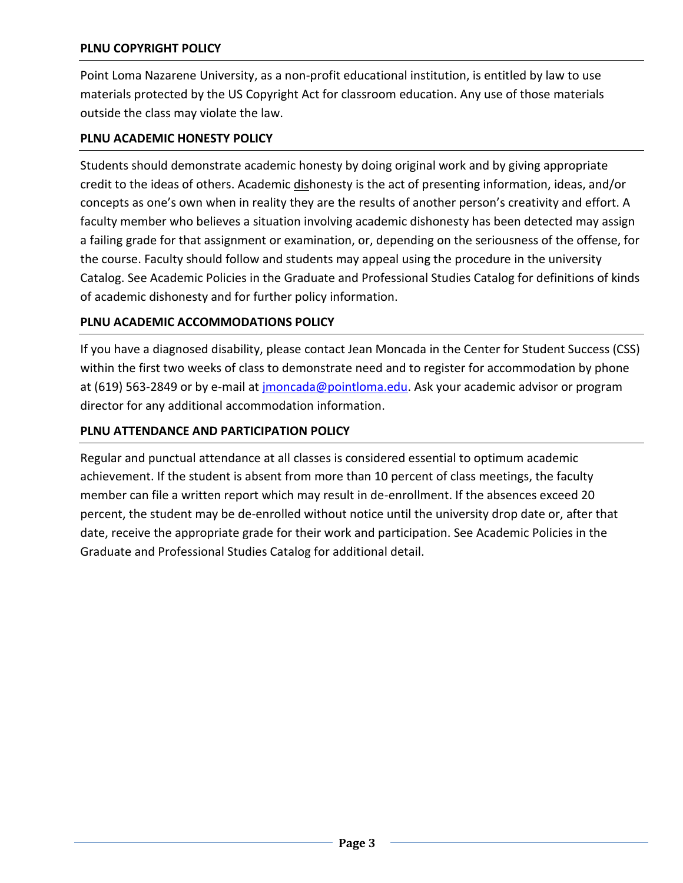### PLNU COPYRIGHT POLICY

Point Loma Nazarene University, as a non-profit educational institution, is entitled by law to use materials protected by the US Copyright Act for classroom education. Any use of those materials outside the class may violate the law.

### PLNU ACADEMIC HONESTY POLICY

Students should demonstrate academic honesty by doing original work and by giving appropriate credit to the ideas of others. Academic <u>dis</u>honesty is the act of presenting information, ideas, and/or concepts as one's own when in reality they are the results of another person's creativity and effort. A faculty member who believes a situation involving academic dishonesty has been detected may assign a failing grade for that assignment or examination, or, depending on the seriousness of the offense, for the course. Faculty should follow and students may appeal using the procedure in the university Catalog. See Academic Policies in the Graduate and Professional Studies Catalog for definitions of kinds of academic dishonesty and for further policy information.

### PLNU ACADEMIC ACCOMMODATIONS POLICY

If you have a diagnosed disability, please contact Jean Moncada in the Center for Student Success (CSS) within the first two weeks of class to demonstrate need and to register for accommodation by phone at (619) 563-2849 or by e-mail at [jmoncada@pointloma.edu](mailto:jmoncada@pointloma.edu). Ask your academic advisor or program director for any additional accommodation information.

### PLNU ATTENDANCE AND PARTICIPATION POLICY

Regular and punctual attendance at all classes is considered essential to optimum academic achievement. If the student is absent from more than 10 percent of class meetings, the faculty member can file a written report which may result in de-enrollment. If the absences exceed 20 percent, the student may be de-enrolled without notice until the university drop date or, after that date, receive the appropriate grade for their work and participation. See Academic Policies in the Graduate and Professional Studies Catalog for additional detail.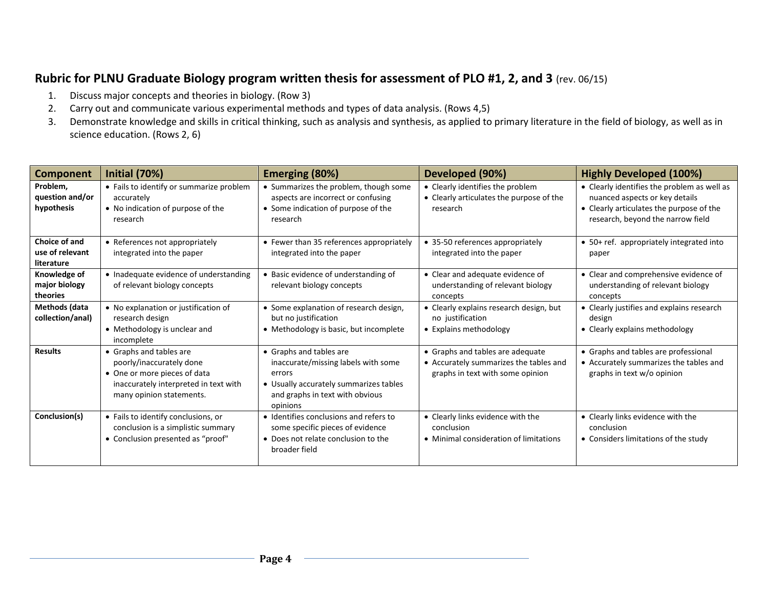## Rubric for PLNU Graduate Biology program written thesis for assessment of PLO #1, 2, and 3 (rev. 06/15)

1. Discuss major concepts and theories in biology. (Row 3)
2. Carry out and communicate various experimental methods and types of data analysis. (Rows 4,5)
3. Demonstrate knowledge and skills in critical thinking, such as analysis and synthesis, as applied to primary literature in the field of biology, as well as in science education. (Rows 2, 6)

| Component | Initial (70%) | Emerging (80%) | Developed (90%) | Highly Developed (100%) |
|---|---|---|---|---|
| **Problem, question and/or hypothesis** | • Fails to identify or summarize problem accurately<br>• No indication of purpose of the research | • Summarizes the problem, though some aspects are incorrect or confusing<br>• Some indication of purpose of the research | • Clearly identifies the problem<br>• Clearly articulates the purpose of the research | • Clearly identifies the problem as well as nuanced aspects or key details<br>• Clearly articulates the purpose of the research, beyond the narrow field |
| **Choice of and use of relevant literature** | • References not appropriately integrated into the paper | • Fewer than 35 references appropriately integrated into the paper | • 35-50 references appropriately integrated into the paper | • 50+ ref. appropriately integrated into paper |
| **Knowledge of major biology theories** | • Inadequate evidence of understanding of relevant biology concepts | • Basic evidence of understanding of relevant biology concepts | • Clear and adequate evidence of understanding of relevant biology concepts | • Clear and comprehensive evidence of understanding of relevant biology concepts |
| **Methods (data collection/anal)** | • No explanation or justification of research design<br>• Methodology is unclear and incomplete | • Some explanation of research design, but no justification<br>• Methodology is basic, but incomplete | • Clearly explains research design, but no justification<br>• Explains methodology | • Clearly justifies and explains research design<br>• Clearly explains methodology |
| **Results** | • Graphs and tables are poorly/inaccurately done<br>• One or more pieces of data inaccurately interpreted in text with many opinion statements. | • Graphs and tables are inaccurate/missing labels with some errors<br>• Usually accurately summarizes tables and graphs in text with obvious opinions | • Graphs and tables are adequate<br>• Accurately summarizes the tables and graphs in text with some opinion | • Graphs and tables are professional<br>• Accurately summarizes the tables and graphs in text w/o opinion |
| **Conclusion(s)** | • Fails to identify conclusions, or conclusion is a simplistic summary<br>• Conclusion presented as "proof" | • Identifies conclusions and refers to some specific pieces of evidence<br>• Does not relate conclusion to the broader field | • Clearly links evidence with the conclusion<br>• Minimal consideration of limitations | • Clearly links evidence with the conclusion<br>• Considers limitations of the study |